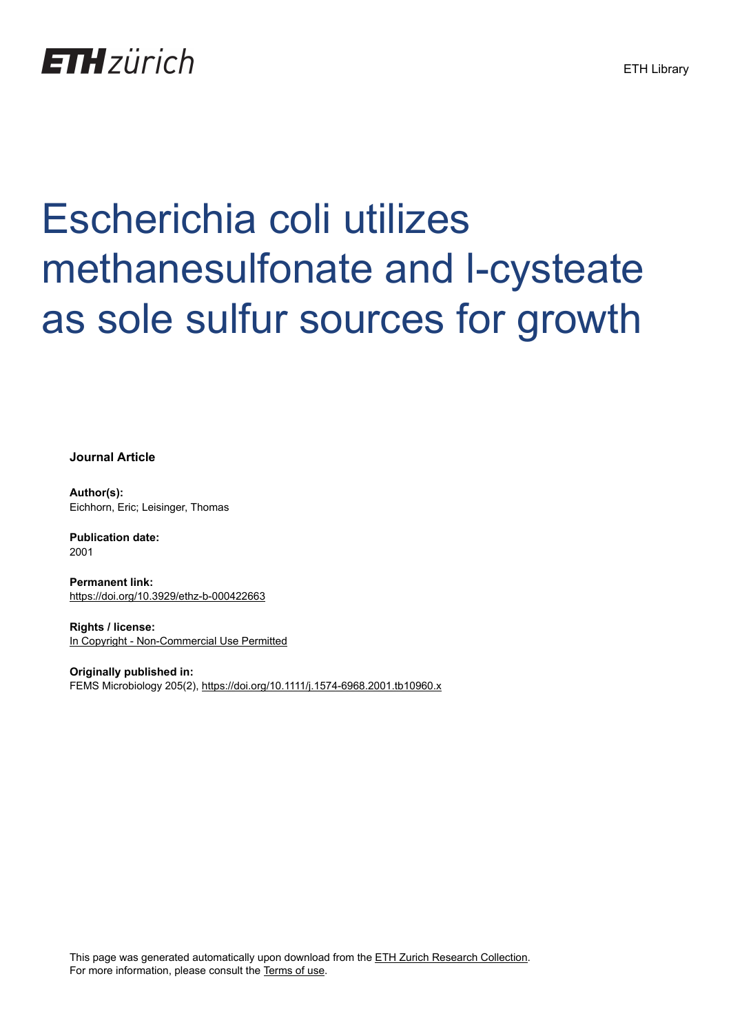ETH zürich

ETH Library

# Escherichia coli utilizes methanesulfonate and l-cysteate as sole sulfur sources for growth

**Journal Article**

**Author(s):**
Eichhorn, Eric; Leisinger, Thomas

**Publication date:**
2001

**Permanent link:**
https://doi.org/10.3929/ethz-b-000422663

**Rights / license:**
In Copyright - Non-Commercial Use Permitted

**Originally published in:**
FEMS Microbiology 205(2), https://doi.org/10.1111/j.1574-6968.2001.tb10960.x

This page was generated automatically upon download from the ETH Zurich Research Collection.
For more information, please consult the Terms of use.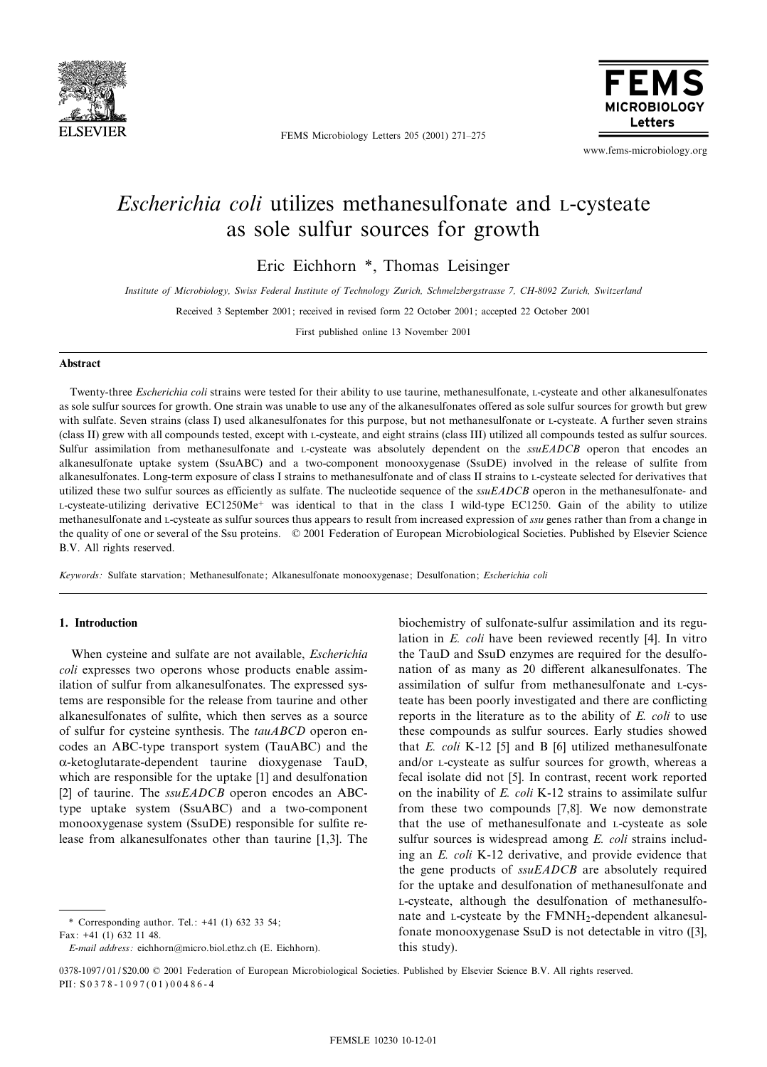# *Escherichia coli* utilizes methanesulfonate and L-cysteate as sole sulfur sources for growth

Eric Eichhorn *, Thomas Leisinger

*Institute of Microbiology, Swiss Federal Institute of Technology Zurich, Schmelzbergstrasse 7, CH-8092 Zurich, Switzerland*

Received 3 September 2001; received in revised form 22 October 2001; accepted 22 October 2001

First published online 13 November 2001

## Abstract

Twenty-three *Escherichia coli* strains were tested for their ability to use taurine, methanesulfonate, L-cysteate and other alkanesulfonates as sole sulfur sources for growth. One strain was unable to use any of the alkanesulfonates offered as sole sulfur sources for growth but grew with sulfate. Seven strains (class I) used alkanesulfonates for this purpose, but not methanesulfonate or L-cysteate. A further seven strains (class II) grew with all compounds tested, except with L-cysteate, and eight strains (class III) utilized all compounds tested as sulfur sources. Sulfur assimilation from methanesulfonate and L-cysteate was absolutely dependent on the *ssuEADCB* operon that encodes an alkanesulfonate uptake system (SsuABC) and a two-component monooxygenase (SsuDE) involved in the release of sulfite from alkanesulfonates. Long-term exposure of class I strains to methanesulfonate and of class II strains to L-cysteate selected for derivatives that utilized these two sulfur sources as efficiently as sulfate. The nucleotide sequence of the *ssuEADCB* operon in the methanesulfonate- and L-cysteate-utilizing derivative EC1250Me$^{+}$ was identical to that in the class I wild-type EC1250. Gain of the ability to utilize methanesulfonate and L-cysteate as sulfur sources thus appears to result from increased expression of *ssu* genes rather than from a change in the quality of one or several of the Ssu proteins. © 2001 Federation of European Microbiological Societies. Published by Elsevier Science B.V. All rights reserved.

*Keywords:* Sulfate starvation; Methanesulfonate; Alkanesulfonate monooxygenase; Desulfonation; *Escherichia coli*

## 1. Introduction

When cysteine and sulfate are not available, *Escherichia coli* expresses two operons whose products enable assimilation of sulfur from alkanesulfonates. The expressed systems are responsible for the release from taurine and other alkanesulfonates of sulfite, which then serves as a source of sulfur for cysteine synthesis. The *tauABCD* operon encodes an ABC-type transport system (TauABC) and the α-ketoglutarate-dependent taurine dioxygenase TauD, which are responsible for the uptake [1] and desulfonation [2] of taurine. The *ssuEADCB* operon encodes an ABC-type uptake system (SsuABC) and a two-component monooxygenase system (SsuDE) responsible for sulfite release from alkanesulfonates other than taurine [1,3]. The biochemistry of sulfonate-sulfur assimilation and its regulation in *E. coli* have been reviewed recently [4]. In vitro the TauD and SsuD enzymes are required for the desulfonation of as many as 20 different alkanesulfonates. The assimilation of sulfur from methanesulfonate and L-cysteate has been poorly investigated and there are conflicting reports in the literature as to the ability of *E. coli* to use these compounds as sulfur sources. Early studies showed that *E. coli* K-12 [5] and B [6] utilized methanesulfonate and/or L-cysteate as sulfur sources for growth, whereas a fecal isolate did not [5]. In contrast, recent work reported on the inability of *E. coli* K-12 strains to assimilate sulfur from these two compounds [7,8]. We now demonstrate that the use of methanesulfonate and L-cysteate as sole sulfur sources is widespread among *E. coli* strains including an *E. coli* K-12 derivative, and provide evidence that the gene products of *ssuEADCB* are absolutely required for the uptake and desulfonation of methanesulfonate and L-cysteate, although the desulfonation of methanesulfonate and L-cysteate by the $FMNH_2$-dependent alkanesulfonate monooxygenase SsuD is not detectable in vitro ([3], this study).

\* Corresponding author. Tel.: +41 (1) 632 33 54; Fax: +41 (1) 632 11 48.
*E-mail address:* eichhorn@micro.biol.ethz.ch (E. Eichhorn).

0378-1097/01/$20.00 © 2001 Federation of European Microbiological Societies. Published by Elsevier Science B.V. All rights reserved.
PII: S0378-1097(01)00486-4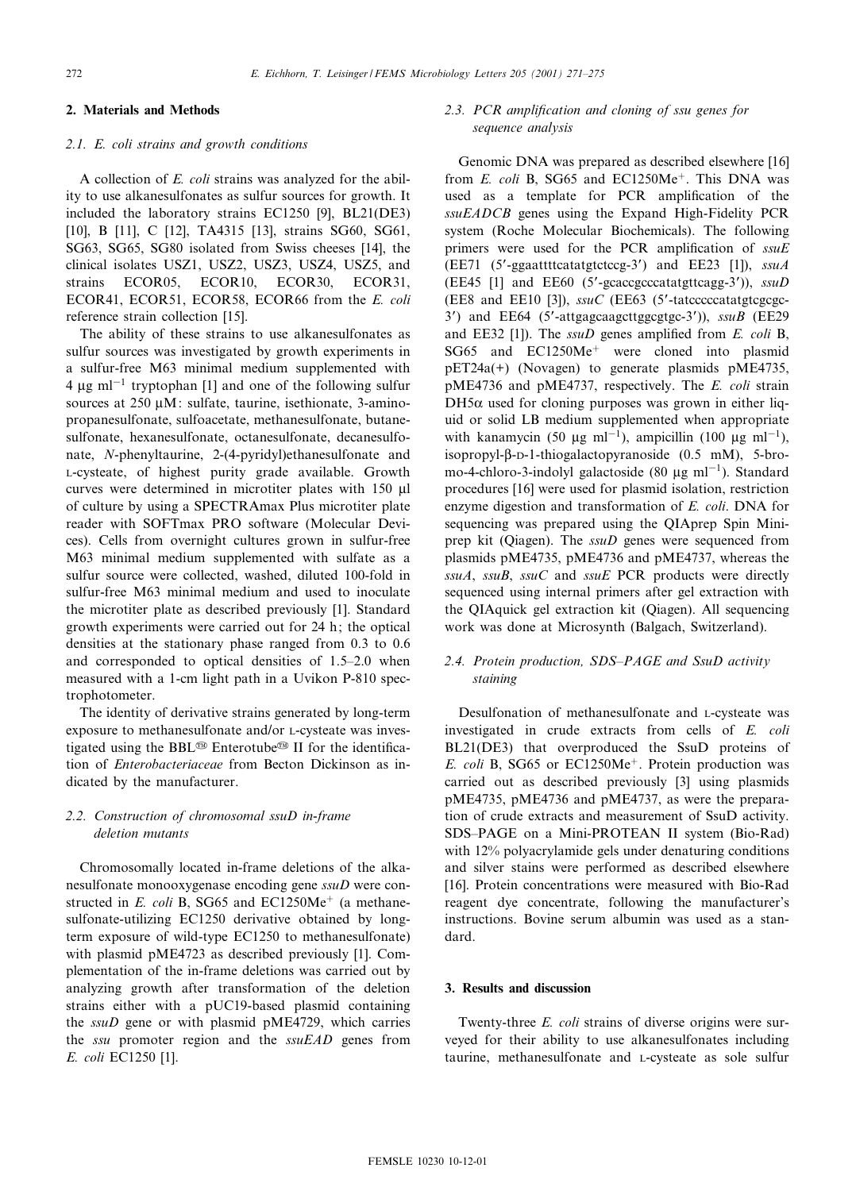## 2. Materials and Methods

### 2.1. *E. coli* strains and growth conditions

A collection of *E. coli* strains was analyzed for the ability to use alkanesulfonates as sulfur sources for growth. It included the laboratory strains EC1250 [9], BL21(DE3) [10], B [11], C [12], TA4315 [13], strains SG60, SG61, SG63, SG65, SG80 isolated from Swiss cheeses [14], the clinical isolates USZ1, USZ2, USZ3, USZ4, USZ5, and strains ECOR05, ECOR10, ECOR30, ECOR31, ECOR41, ECOR51, ECOR58, ECOR66 from the *E. coli* reference strain collection [15].

The ability of these strains to use alkanesulfonates as sulfur sources was investigated by growth experiments in a sulfur-free M63 minimal medium supplemented with 4 μg $ml^{-1}$ tryptophan [1] and one of the following sulfur sources at 250 μM: sulfate, taurine, isethionate, 3-aminopropanesulfonate, sulfoacetate, methanesulfonate, butanesulfonate, hexanesulfonate, octanesulfonate, decanesulfonate, *N*-phenyltaurine, 2-(4-pyridyl)ethanesulfonate and L-cysteate, of highest purity grade available. Growth curves were determined in microtiter plates with 150 μl of culture by using a SPECTRAmax Plus microtiter plate reader with SOFTmax PRO software (Molecular Devices). Cells from overnight cultures grown in sulfur-free M63 minimal medium supplemented with sulfate as a sulfur source were collected, washed, diluted 100-fold in sulfur-free M63 minimal medium and used to inoculate the microtiter plate as described previously [1]. Standard growth experiments were carried out for 24 h; the optical densities at the stationary phase ranged from 0.3 to 0.6 and corresponded to optical densities of 1.5–2.0 when measured with a 1-cm light path in a Uvikon P-810 spectrophotometer.

The identity of derivative strains generated by long-term exposure to methanesulfonate and/or L-cysteate was investigated using the BBL™ Enterotube™ II for the identification of *Enterobacteriaceae* from Becton Dickinson as indicated by the manufacturer.

### 2.2. Construction of chromosomal *ssuD* in-frame deletion mutants

Chromosomally located in-frame deletions of the alkanesulfonate monooxygenase encoding gene *ssuD* were constructed in *E. coli* B, SG65 and EC1250Me$^+$ (a methanesulfonate-utilizing EC1250 derivative obtained by long-term exposure of wild-type EC1250 to methanesulfonate) with plasmid pME4723 as described previously [1]. Complementation of the in-frame deletions was carried out by analyzing growth after transformation of the deletion strains either with a pUC19-based plasmid containing the *ssuD* gene or with plasmid pME4729, which carries the *ssu* promoter region and the *ssuEAD* genes from *E. coli* EC1250 [1].

### 2.3. PCR amplification and cloning of *ssu* genes for sequence analysis

Genomic DNA was prepared as described elsewhere [16] from *E. coli* B, SG65 and EC1250Me$^+$. This DNA was used as a template for PCR amplification of the *ssuEADCB* genes using the Expand High-Fidelity PCR system (Roche Molecular Biochemicals). The following primers were used for the PCR amplification of *ssuE* (EE71 (5′-ggaattttcatatgtctccg-3′) and EE23 [1]), *ssuA* (EE45 [1] and EE60 (5′-gcaccgcccatatgttcagg-3′)), *ssuD* (EE8 and EE10 [3]), *ssuC* (EE63 (5′-tatcccccatatgtcgcgc-3′) and EE64 (5′-attgagcaagcttggcgtgc-3′)), *ssuB* (EE29 and EE32 [1]). The *ssuD* genes amplified from *E. coli* B, SG65 and EC1250Me$^+$ were cloned into plasmid pET24a(+) (Novagen) to generate plasmids pME4735, pME4736 and pME4737, respectively. The *E. coli* strain DH5α used for cloning purposes was grown in either liquid or solid LB medium supplemented when appropriate with kanamycin (50 μg $ml^{-1}$), ampicillin (100 μg $ml^{-1}$), isopropyl-β-D-1-thiogalactopyranoside (0.5 mM), 5-bromo-4-chloro-3-indolyl galactoside (80 μg $ml^{-1}$). Standard procedures [16] were used for plasmid isolation, restriction enzyme digestion and transformation of *E. coli*. DNA for sequencing was prepared using the QIAprep Spin Miniprep kit (Qiagen). The *ssuD* genes were sequenced from plasmids pME4735, pME4736 and pME4737, whereas the *ssuA*, *ssuB*, *ssuC* and *ssuE* PCR products were directly sequenced using internal primers after gel extraction with the QIAquick gel extraction kit (Qiagen). All sequencing work was done at Microsynth (Balgach, Switzerland).

### 2.4. Protein production, SDS–PAGE and SsuD activity staining

Desulfonation of methanesulfonate and L-cysteate was investigated in crude extracts from cells of *E. coli* BL21(DE3) that overproduced the SsuD proteins of *E. coli* B, SG65 or EC1250Me$^+$. Protein production was carried out as described previously [3] using plasmids pME4735, pME4736 and pME4737, as were the preparation of crude extracts and measurement of SsuD activity. SDS–PAGE on a Mini-PROTEAN II system (Bio-Rad) with 12% polyacrylamide gels under denaturing conditions and silver stains were performed as described elsewhere [16]. Protein concentrations were measured with Bio-Rad reagent dye concentrate, following the manufacturer's instructions. Bovine serum albumin was used as a standard.

## 3. Results and discussion

Twenty-three *E. coli* strains of diverse origins were surveyed for their ability to use alkanesulfonates including taurine, methanesulfonate and L-cysteate as sole sulfur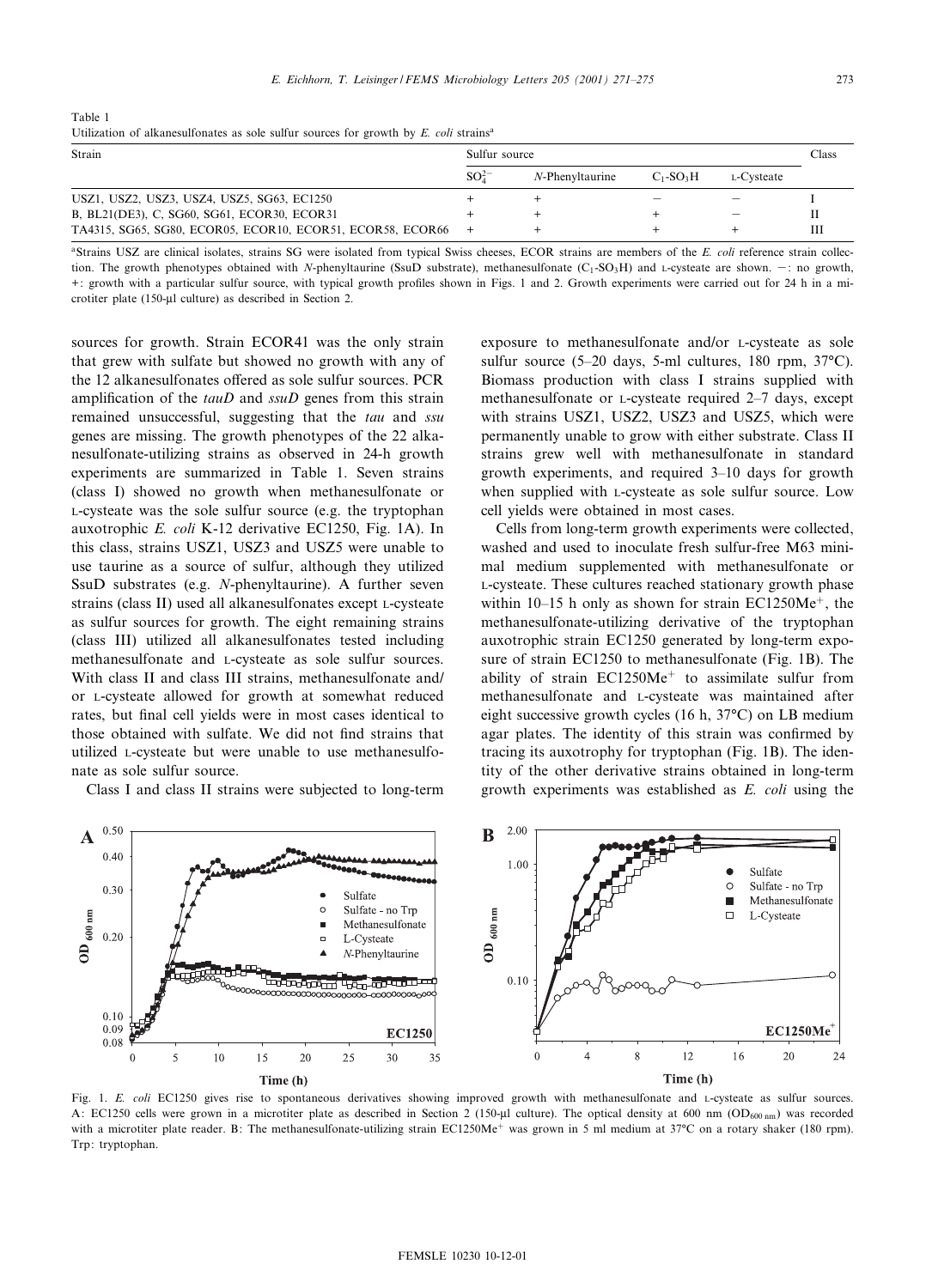Table 1
Utilization of alkanesulfonates as sole sulfur sources for growth by *E. coli* strains[a]

| Strain | Sulfur source | | | | Class |
|---|---|---|---|---|---|
| | $SO_4^{2-}$ | *N*-Phenyltaurine | $C_1$-$SO_3H$ | L-Cysteate | |
| USZ1, USZ2, USZ3, USZ4, USZ5, SG63, EC1250 | + | + | – | – | I |
| B, BL21(DE3), C, SG60, SG61, ECOR30, ECOR31 | + | + | + | – | II |
| TA4315, SG65, SG80, ECOR05, ECOR10, ECOR51, ECOR58, ECOR66 | + | + | + | + | III |

[a]Strains USZ are clinical isolates, strains SG were isolated from typical Swiss cheeses, ECOR strains are members of the *E. coli* reference strain collection. The growth phenotypes obtained with *N*-phenyltaurine (SsuD substrate), methanesulfonate ($C_1$-$SO_3H$) and L-cysteate are shown. –: no growth, +: growth with a particular sulfur source, with typical growth profiles shown in Figs. 1 and 2. Growth experiments were carried out for 24 h in a microtiter plate (150-μl culture) as described in Section 2.

sources for growth. Strain ECOR41 was the only strain that grew with sulfate but showed no growth with any of the 12 alkanesulfonates offered as sole sulfur sources. PCR amplification of the *tauD* and *ssuD* genes from this strain remained unsuccessful, suggesting that the *tau* and *ssu* genes are missing. The growth phenotypes of the 22 alkanesulfonate-utilizing strains as observed in 24-h growth experiments are summarized in Table 1. Seven strains (class I) showed no growth when methanesulfonate or L-cysteate was the sole sulfur source (e.g. the tryptophan auxotrophic *E. coli* K-12 derivative EC1250, Fig. 1A). In this class, strains USZ1, USZ3 and USZ5 were unable to use taurine as a source of sulfur, although they utilized SsuD substrates (e.g. *N*-phenyltaurine). A further seven strains (class II) used all alkanesulfonates except L-cysteate as sulfur sources for growth. The eight remaining strains (class III) utilized all alkanesulfonates tested including methanesulfonate and L-cysteate as sole sulfur sources. With class II and class III strains, methanesulfonate and/or L-cysteate allowed for growth at somewhat reduced rates, but final cell yields were in most cases identical to those obtained with sulfate. We did not find strains that utilized L-cysteate but were unable to use methanesulfonate as sole sulfur source.

Class I and class II strains were subjected to long-term exposure to methanesulfonate and/or L-cysteate as sole sulfur source (5–20 days, 5-ml cultures, 180 rpm, 37°C). Biomass production with class I strains supplied with methanesulfonate or L-cysteate required 2–7 days, except with strains USZ1, USZ2, USZ3 and USZ5, which were permanently unable to grow with either substrate. Class II strains grew well with methanesulfonate in standard growth experiments, and required 3–10 days for growth when supplied with L-cysteate as sole sulfur source. Low cell yields were obtained in most cases.

Cells from long-term growth experiments were collected, washed and used to inoculate fresh sulfur-free M63 minimal medium supplemented with methanesulfonate or L-cysteate. These cultures reached stationary growth phase within 10–15 h only as shown for strain EC1250Me[+], the methanesulfonate-utilizing derivative of the tryptophan auxotrophic strain EC1250 generated by long-term exposure of strain EC1250 to methanesulfonate (Fig. 1B). The ability of strain EC1250Me[+] to assimilate sulfur from methanesulfonate and L-cysteate was maintained after eight successive growth cycles (16 h, 37°C) on LB medium agar plates. The identity of this strain was confirmed by tracing its auxotrophy for tryptophan (Fig. 1B). The identity of the other derivative strains obtained in long-term growth experiments was established as *E. coli* using the

Fig. 1. *E. coli* EC1250 gives rise to spontaneous derivatives showing improved growth with methanesulfonate and L-cysteate as sulfur sources. A: EC1250 cells were grown in a microtiter plate as described in Section 2 (150-μl culture). The optical density at 600 nm ($OD_{600\,nm}$) was recorded with a microtiter plate reader. B: The methanesulfonate-utilizing strain EC1250Me[+] was grown in 5 ml medium at 37°C on a rotary shaker (180 rpm). Trp: tryptophan.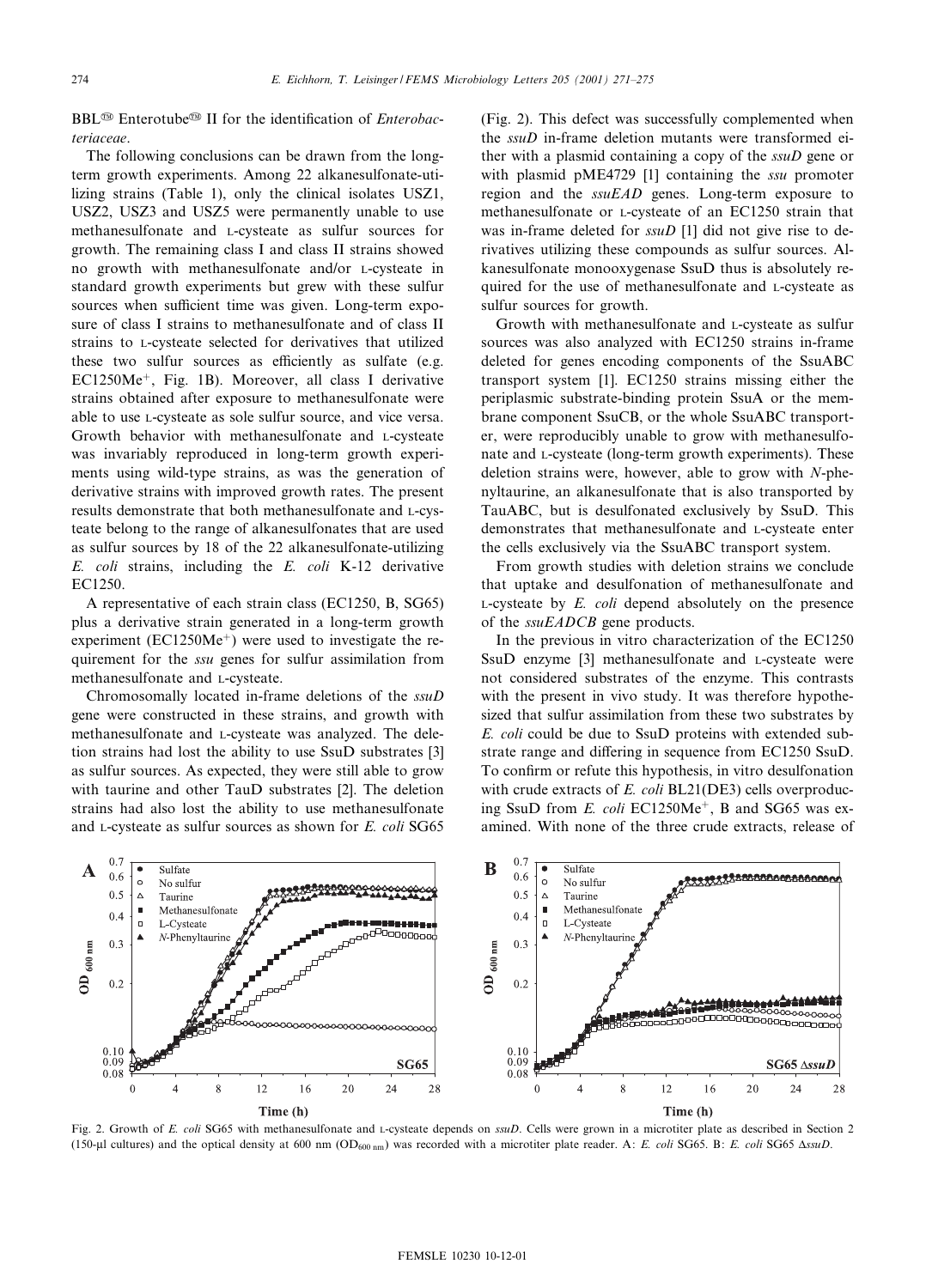BBL® Enterotube® II for the identification of *Enterobacteriaceae*.

The following conclusions can be drawn from the long-term growth experiments. Among 22 alkanesulfonate-utilizing strains (Table 1), only the clinical isolates USZ1, USZ2, USZ3 and USZ5 were permanently unable to use methanesulfonate and L-cysteate as sulfur sources for growth. The remaining class I and class II strains showed no growth with methanesulfonate and/or L-cysteate in standard growth experiments but grew with these sulfur sources when sufficient time was given. Long-term exposure of class I strains to methanesulfonate and of class II strains to L-cysteate selected for derivatives that utilized these two sulfur sources as efficiently as sulfate (e.g. EC1250Me$^+$, Fig. 1B). Moreover, all class I derivative strains obtained after exposure to methanesulfonate were able to use L-cysteate as sole sulfur source, and vice versa. Growth behavior with methanesulfonate and L-cysteate was invariably reproduced in long-term growth experiments using wild-type strains, as was the generation of derivative strains with improved growth rates. The present results demonstrate that both methanesulfonate and L-cysteate belong to the range of alkanesulfonates that are used as sulfur sources by 18 of the 22 alkanesulfonate-utilizing *E. coli* strains, including the *E. coli* K-12 derivative EC1250.

A representative of each strain class (EC1250, B, SG65) plus a derivative strain generated in a long-term growth experiment (EC1250Me$^+$) were used to investigate the requirement for the *ssu* genes for sulfur assimilation from methanesulfonate and L-cysteate.

Chromosomally located in-frame deletions of the *ssuD* gene were constructed in these strains, and growth with methanesulfonate and L-cysteate was analyzed. The deletion strains had lost the ability to use SsuD substrates [3] as sulfur sources. As expected, they were still able to grow with taurine and other TauD substrates [2]. The deletion strains had also lost the ability to use methanesulfonate and L-cysteate as sulfur sources as shown for *E. coli* SG65 (Fig. 2). This defect was successfully complemented when the *ssuD* in-frame deletion mutants were transformed either with a plasmid containing a copy of the *ssuD* gene or with plasmid pME4729 [1] containing the *ssu* promoter region and the *ssuEAD* genes. Long-term exposure to methanesulfonate or L-cysteate of an EC1250 strain that was in-frame deleted for *ssuD* [1] did not give rise to derivatives utilizing these compounds as sulfur sources. Alkanesulfonate monooxygenase SsuD thus is absolutely required for the use of methanesulfonate and L-cysteate as sulfur sources for growth.

Growth with methanesulfonate and L-cysteate as sulfur sources was also analyzed with EC1250 strains in-frame deleted for genes encoding components of the SsuABC transport system [1]. EC1250 strains missing either the periplasmic substrate-binding protein SsuA or the membrane component SsuCB, or the whole SsuABC transporter, were reproducibly unable to grow with methanesulfonate and L-cysteate (long-term growth experiments). These deletion strains were, however, able to grow with *N*-phenyltaurine, an alkanesulfonate that is also transported by TauABC, but is desulfonated exclusively by SsuD. This demonstrates that methanesulfonate and L-cysteate enter the cells exclusively via the SsuABC transport system.

From growth studies with deletion strains we conclude that uptake and desulfonation of methanesulfonate and L-cysteate by *E. coli* depend absolutely on the presence of the *ssuEADCB* gene products.

In the previous in vitro characterization of the EC1250 SsuD enzyme [3] methanesulfonate and L-cysteate were not considered substrates of the enzyme. This contrasts with the present in vivo study. It was therefore hypothesized that sulfur assimilation from these two substrates by *E. coli* could be due to SsuD proteins with extended substrate range and differing in sequence from EC1250 SsuD. To confirm or refute this hypothesis, in vitro desulfonation with crude extracts of *E. coli* BL21(DE3) cells overproducing SsuD from *E. coli* EC1250Me$^+$, B and SG65 was examined. With none of the three crude extracts, release of

Fig. 2. Growth of *E. coli* SG65 with methanesulfonate and L-cysteate depends on *ssuD*. Cells were grown in a microtiter plate as described in Section 2 (150-μl cultures) and the optical density at 600 nm ($OD_{600\,nm}$) was recorded with a microtiter plate reader. A: *E. coli* SG65. B: *E. coli* SG65 Δ*ssuD*.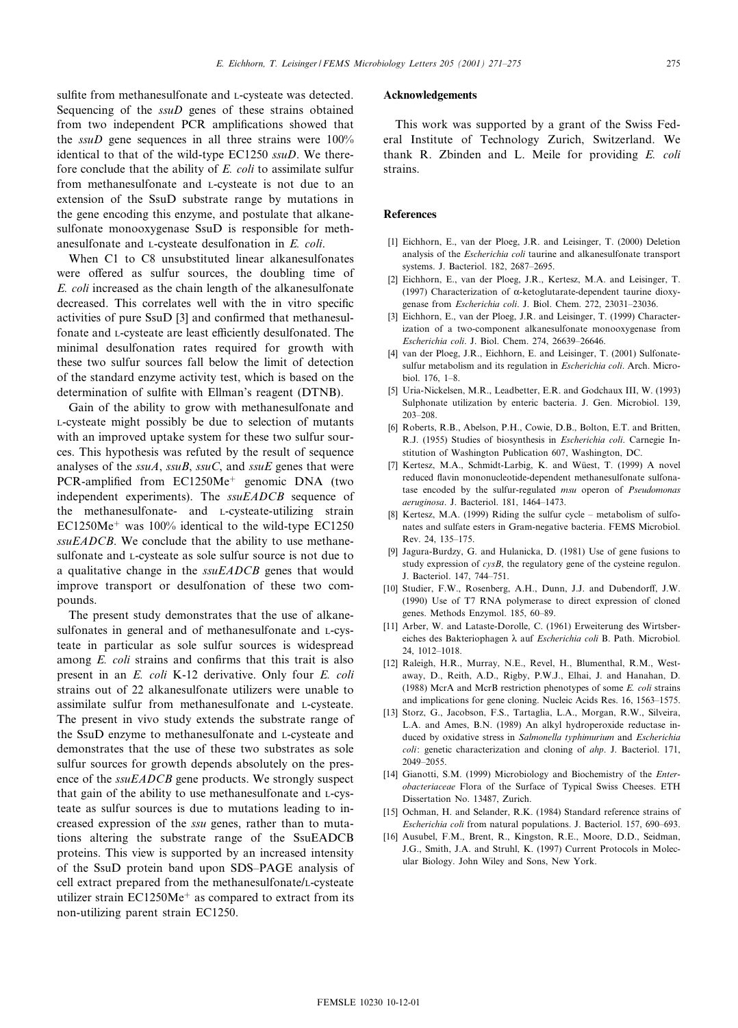sulfite from methanesulfonate and L-cysteate was detected. Sequencing of the *ssuD* genes of these strains obtained from two independent PCR amplifications showed that the *ssuD* gene sequences in all three strains were 100% identical to that of the wild-type EC1250 *ssuD*. We therefore conclude that the ability of *E. coli* to assimilate sulfur from methanesulfonate and L-cysteate is not due to an extension of the SsuD substrate range by mutations in the gene encoding this enzyme, and postulate that alkanesulfonate monooxygenase SsuD is responsible for methanesulfonate and L-cysteate desulfonation in *E. coli*.

When C1 to C8 unsubstituted linear alkanesulfonates were offered as sulfur sources, the doubling time of *E. coli* increased as the chain length of the alkanesulfonate decreased. This correlates well with the in vitro specific activities of pure SsuD [3] and confirmed that methanesulfonate and L-cysteate are least efficiently desulfonated. The minimal desulfonation rates required for growth with these two sulfur sources fall below the limit of detection of the standard enzyme activity test, which is based on the determination of sulfite with Ellman's reagent (DTNB).

Gain of the ability to grow with methanesulfonate and L-cysteate might possibly be due to selection of mutants with an improved uptake system for these two sulfur sources. This hypothesis was refuted by the result of sequence analyses of the *ssuA*, *ssuB*, *ssuC*, and *ssuE* genes that were PCR-amplified from EC1250Me$^+$ genomic DNA (two independent experiments). The *ssuEADCB* sequence of the methanesulfonate- and L-cysteate-utilizing strain EC1250Me$^+$ was 100% identical to the wild-type EC1250 *ssuEADCB*. We conclude that the ability to use methanesulfonate and L-cysteate as sole sulfur source is not due to a qualitative change in the *ssuEADCB* genes that would improve transport or desulfonation of these two compounds.

The present study demonstrates that the use of alkanesulfonates in general and of methanesulfonate and L-cysteate in particular as sole sulfur sources is widespread among *E. coli* strains and confirms that this trait is also present in an *E. coli* K-12 derivative. Only four *E. coli* strains out of 22 alkanesulfonate utilizers were unable to assimilate sulfur from methanesulfonate and L-cysteate. The present in vivo study extends the substrate range of the SsuD enzyme to methanesulfonate and L-cysteate and demonstrates that the use of these two substrates as sole sulfur sources for growth depends absolutely on the presence of the *ssuEADCB* gene products. We strongly suspect that gain of the ability to use methanesulfonate and L-cysteate as sulfur sources is due to mutations leading to increased expression of the *ssu* genes, rather than to mutations altering the substrate range of the SsuEADCB proteins. This view is supported by an increased intensity of the SsuD protein band upon SDS–PAGE analysis of cell extract prepared from the methanesulfonate/L-cysteate utilizer strain EC1250Me$^+$ as compared to extract from its non-utilizing parent strain EC1250.

## Acknowledgements

This work was supported by a grant of the Swiss Federal Institute of Technology Zurich, Switzerland. We thank R. Zbinden and L. Meile for providing *E. coli* strains.

## References

[1] Eichhorn, E., van der Ploeg, J.R. and Leisinger, T. (2000) Deletion analysis of the *Escherichia coli* taurine and alkanesulfonate transport systems. J. Bacteriol. 182, 2687–2695.

[2] Eichhorn, E., van der Ploeg, J.R., Kertesz, M.A. and Leisinger, T. (1997) Characterization of α-ketoglutarate-dependent taurine dioxygenase from *Escherichia coli*. J. Biol. Chem. 272, 23031–23036.

[3] Eichhorn, E., van der Ploeg, J.R. and Leisinger, T. (1999) Characterization of a two-component alkanesulfonate monooxygenase from *Escherichia coli*. J. Biol. Chem. 274, 26639–26646.

[4] van der Ploeg, J.R., Eichhorn, E. and Leisinger, T. (2001) Sulfonate-sulfur metabolism and its regulation in *Escherichia coli*. Arch. Microbiol. 176, 1–8.

[5] Uria-Nickelsen, M.R., Leadbetter, E.R. and Godchaux III, W. (1993) Sulphonate utilization by enteric bacteria. J. Gen. Microbiol. 139, 203–208.

[6] Roberts, R.B., Abelson, P.H., Cowie, D.B., Bolton, E.T. and Britten, R.J. (1955) Studies of biosynthesis in *Escherichia coli*. Carnegie Institution of Washington Publication 607, Washington, DC.

[7] Kertesz, M.A., Schmidt-Larbig, K. and Wüest, T. (1999) A novel reduced flavin mononucleotide-dependent methanesulfonate sulfonatase encoded by the sulfur-regulated *msu* operon of *Pseudomonas aeruginosa*. J. Bacteriol. 181, 1464–1473.

[8] Kertesz, M.A. (1999) Riding the sulfur cycle – metabolism of sulfonates and sulfate esters in Gram-negative bacteria. FEMS Microbiol. Rev. 24, 135–175.

[9] Jagura-Burdzy, G. and Hulanicka, D. (1981) Use of gene fusions to study expression of *cysB*, the regulatory gene of the cysteine regulon. J. Bacteriol. 147, 744–751.

[10] Studier, F.W., Rosenberg, A.H., Dunn, J.J. and Dubendorff, J.W. (1990) Use of T7 RNA polymerase to direct expression of cloned genes. Methods Enzymol. 185, 60–89.

[11] Arber, W. and Lataste-Dorolle, C. (1961) Erweiterung des Wirtsbereiches des Bakteriophagen λ auf *Escherichia coli* B. Path. Microbiol. 24, 1012–1018.

[12] Raleigh, H.R., Murray, N.E., Revel, H., Blumenthal, R.M., Westaway, D., Reith, A.D., Rigby, P.W.J., Elhai, J. and Hanahan, D. (1988) McrA and McrB restriction phenotypes of some *E. coli* strains and implications for gene cloning. Nucleic Acids Res. 16, 1563–1575.

[13] Storz, G., Jacobson, F.S., Tartaglia, L.A., Morgan, R.W., Silveira, L.A. and Ames, B.N. (1989) An alkyl hydroperoxide reductase induced by oxidative stress in *Salmonella typhimurium* and *Escherichia coli*: genetic characterization and cloning of *ahp*. J. Bacteriol. 171, 2049–2055.

[14] Gianotti, S.M. (1999) Microbiology and Biochemistry of the *Enterobacteriaceae* Flora of the Surface of Typical Swiss Cheeses. ETH Dissertation No. 13487, Zurich.

[15] Ochman, H. and Selander, R.K. (1984) Standard reference strains of *Escherichia coli* from natural populations. J. Bacteriol. 157, 690–693.

[16] Ausubel, F.M., Brent, R., Kingston, R.E., Moore, D.D., Seidman, J.G., Smith, J.A. and Struhl, K. (1997) Current Protocols in Molecular Biology. John Wiley and Sons, New York.